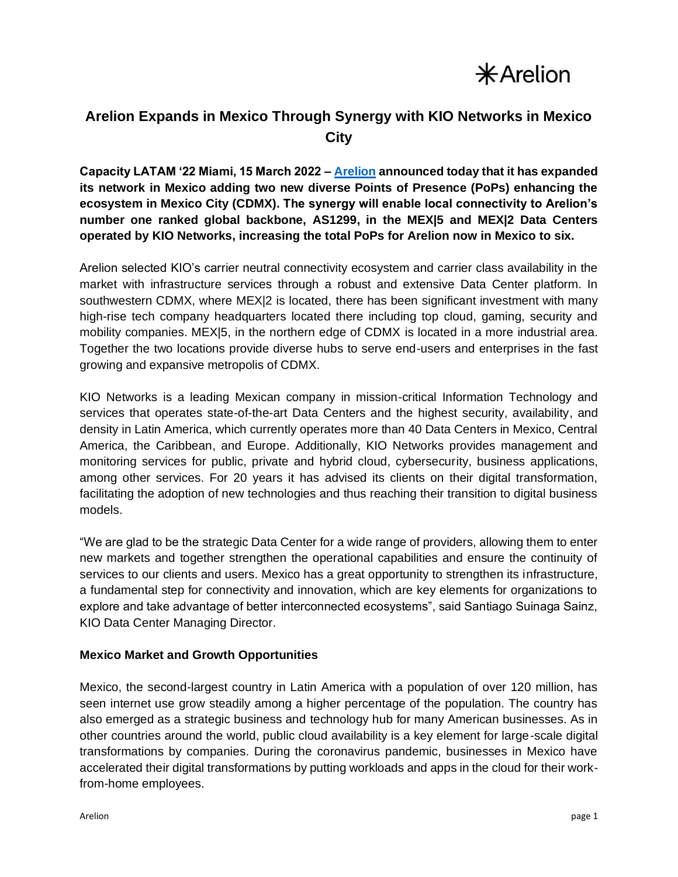# Arelion Expands in Mexico Through Synergy with KIO Networks in Mexico City

**Capacity LATAM '22 Miami, 15 March 2022 – [Arelion] announced today that it has expanded its network in Mexico adding two new diverse Points of Presence (PoPs) enhancing the ecosystem in Mexico City (CDMX). The synergy will enable local connectivity to Arelion's number one ranked global backbone, AS1299, in the MEX|5 and MEX|2 Data Centers operated by KIO Networks, increasing the total PoPs for Arelion now in Mexico to six.**

Arelion selected KIO's carrier neutral connectivity ecosystem and carrier class availability in the market with infrastructure services through a robust and extensive Data Center platform. In southwestern CDMX, where MEX|2 is located, there has been significant investment with many high-rise tech company headquarters located there including top cloud, gaming, security and mobility companies. MEX|5, in the northern edge of CDMX is located in a more industrial area. Together the two locations provide diverse hubs to serve end-users and enterprises in the fast growing and expansive metropolis of CDMX.

KIO Networks is a leading Mexican company in mission-critical Information Technology and services that operates state-of-the-art Data Centers and the highest security, availability, and density in Latin America, which currently operates more than 40 Data Centers in Mexico, Central America, the Caribbean, and Europe. Additionally, KIO Networks provides management and monitoring services for public, private and hybrid cloud, cybersecurity, business applications, among other services. For 20 years it has advised its clients on their digital transformation, facilitating the adoption of new technologies and thus reaching their transition to digital business models.

"We are glad to be the strategic Data Center for a wide range of providers, allowing them to enter new markets and together strengthen the operational capabilities and ensure the continuity of services to our clients and users. Mexico has a great opportunity to strengthen its infrastructure, a fundamental step for connectivity and innovation, which are key elements for organizations to explore and take advantage of better interconnected ecosystems", said Santiago Suinaga Sainz, KIO Data Center Managing Director.

## Mexico Market and Growth Opportunities

Mexico, the second-largest country in Latin America with a population of over 120 million, has seen internet use grow steadily among a higher percentage of the population. The country has also emerged as a strategic business and technology hub for many American businesses. As in other countries around the world, public cloud availability is a key element for large-scale digital transformations by companies. During the coronavirus pandemic, businesses in Mexico have accelerated their digital transformations by putting workloads and apps in the cloud for their work-from-home employees.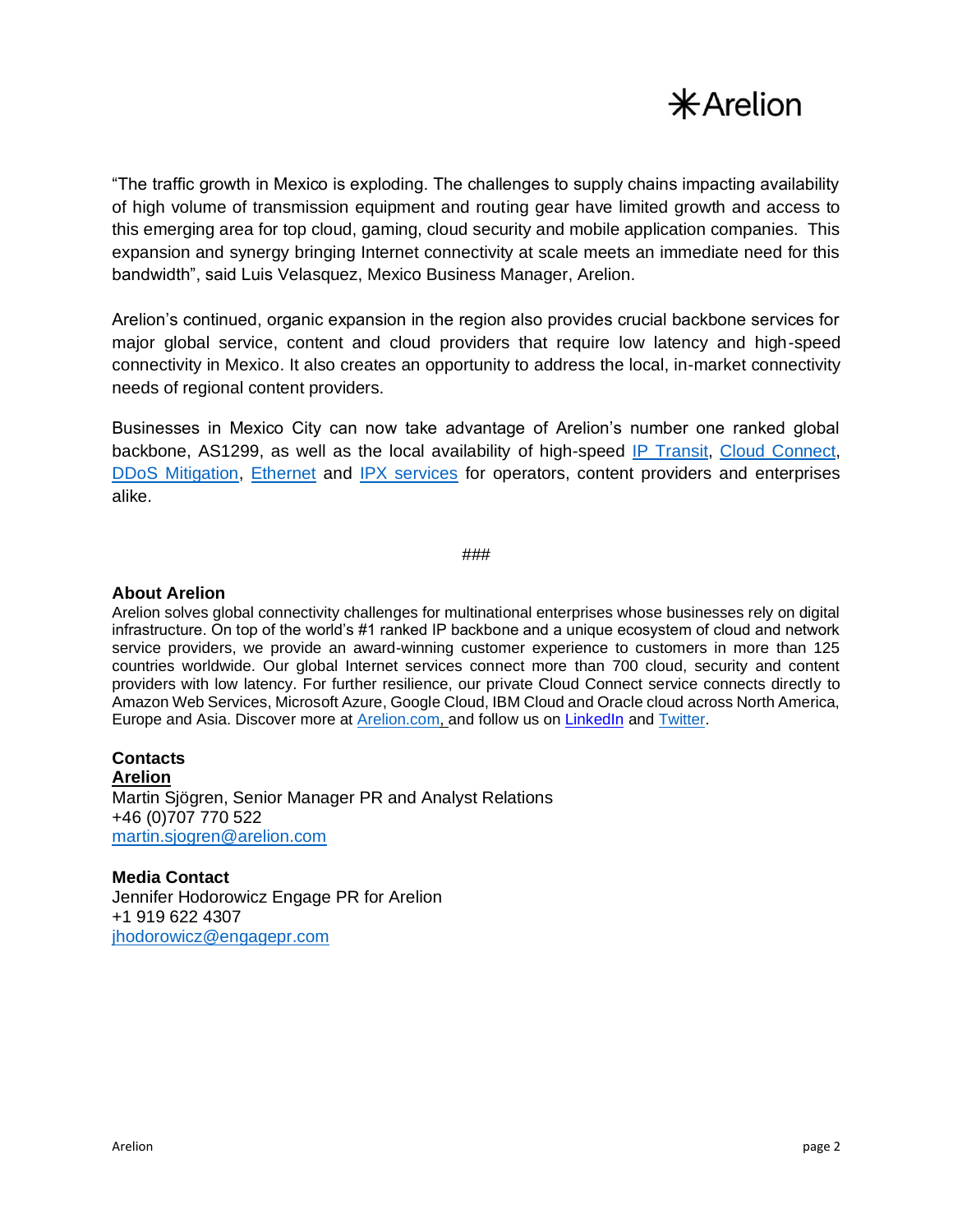"The traffic growth in Mexico is exploding. The challenges to supply chains impacting availability of high volume of transmission equipment and routing gear have limited growth and access to this emerging area for top cloud, gaming, cloud security and mobile application companies. This expansion and synergy bringing Internet connectivity at scale meets an immediate need for this bandwidth", said Luis Velasquez, Mexico Business Manager, Arelion.

Arelion's continued, organic expansion in the region also provides crucial backbone services for major global service, content and cloud providers that require low latency and high-speed connectivity in Mexico. It also creates an opportunity to address the local, in-market connectivity needs of regional content providers.

Businesses in Mexico City can now take advantage of Arelion's number one ranked global backbone, AS1299, as well as the local availability of high-speed IP Transit, Cloud Connect, DDoS Mitigation, Ethernet and IPX services for operators, content providers and enterprises alike.

###

**About Arelion**

Arelion solves global connectivity challenges for multinational enterprises whose businesses rely on digital infrastructure. On top of the world's #1 ranked IP backbone and a unique ecosystem of cloud and network service providers, we provide an award-winning customer experience to customers in more than 125 countries worldwide. Our global Internet services connect more than 700 cloud, security and content providers with low latency. For further resilience, our private Cloud Connect service connects directly to Amazon Web Services, Microsoft Azure, Google Cloud, IBM Cloud and Oracle cloud across North America, Europe and Asia. Discover more at Arelion.com, and follow us on LinkedIn and Twitter.

**Contacts**

**Arelion**

Martin Sjögren, Senior Manager PR and Analyst Relations
+46 (0)707 770 522
martin.sjogren@arelion.com

**Media Contact**

Jennifer Hodorowicz Engage PR for Arelion
+1 919 622 4307
jhodorowicz@engagepr.com